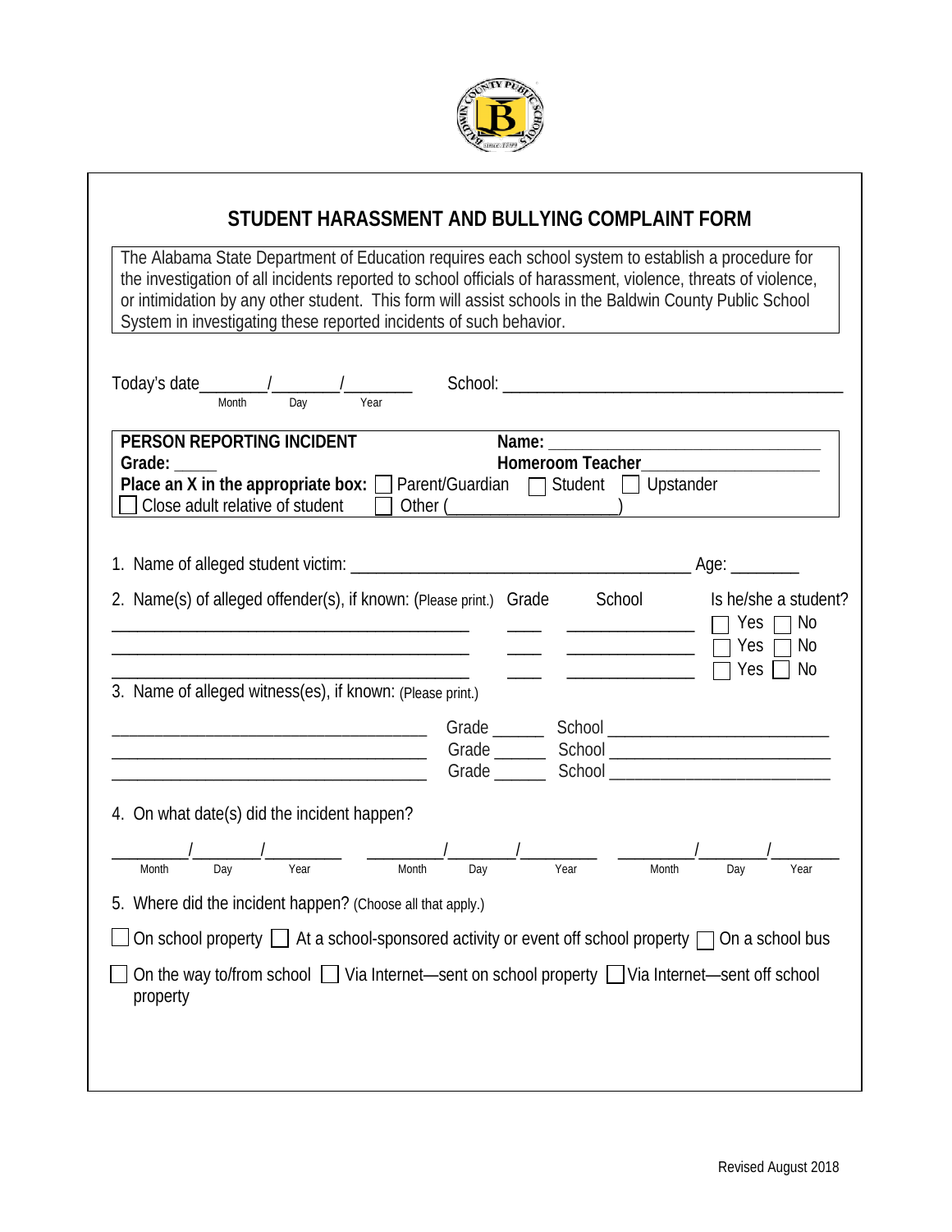# STUDENT HARASSMENT AND BULLYING COMPLAINT FORM

The Alabama State Department of Education requires each school system to establish a procedure for the investigation of all incidents reported to school officials of harassment, violence, threats of violence, or intimidation by any other student. This form will assist schools in the Baldwin County Public School System in investigating these reported incidents of such behavior.

Today's date_______/_______/________ School: ________________________________________
Month Day Year

**PERSON REPORTING INCIDENT** **Name:** ________________________________

**Grade:** _____ **Homeroom Teacher**___________________

**Place an X in the appropriate box:** ☐ Parent/Guardian ☐ Student ☐ Upstander
☐ Close adult relative of student ☐ Other (__________________)

1. Name of alleged student victim: ________________________________________ Age: ________

2. Name(s) of alleged offender(s), if known: (Please print.) Grade School Is he/she a student?

| Name | Grade | School | Is he/she a student? |
|---|---|---|---|
| ___________________________ | ____ | _______________ | ☐ Yes ☐ No |
| ___________________________ | ____ | _______________ | ☐ Yes ☐ No |
| ___________________________ | ____ | _______________ | ☐ Yes ☐ No |

3. Name of alleged witness(es), if known: (Please print.)

______________________________________ Grade ______ School __________________________
______________________________________ Grade ______ School __________________________
______________________________________ Grade ______ School __________________________

4. On what date(s) did the incident happen?

________/_______/_________ ________/_______/_________ ________/_______/________
Month Day Year Month Day Year Month Day Year

5. Where did the incident happen? (Choose all that apply.)

☐ On school property ☐ At a school-sponsored activity or event off school property ☐ On a school bus

☐ On the way to/from school ☐ Via Internet—sent on school property ☐ Via Internet—sent off school property

Revised August 2018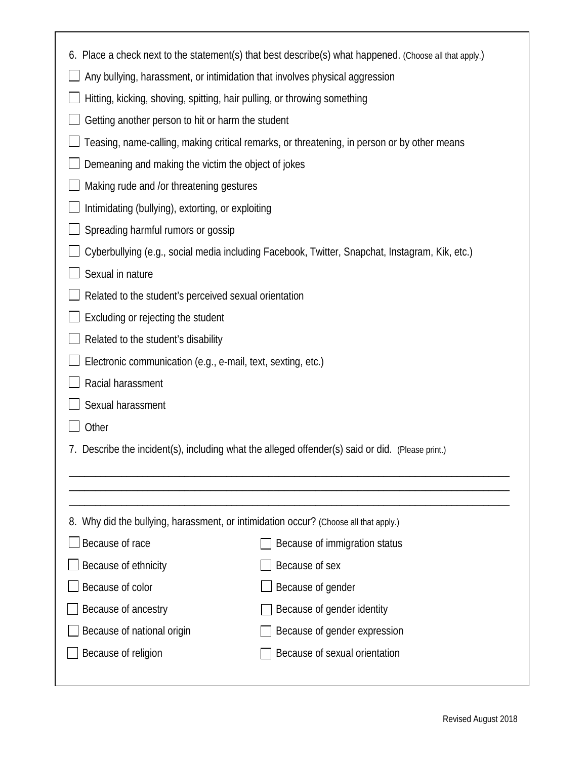6. Place a check next to the statement(s) that best describe(s) what happened. (Choose all that apply.)

- ☐ Any bullying, harassment, or intimidation that involves physical aggression
- ☐ Hitting, kicking, shoving, spitting, hair pulling, or throwing something
- ☐ Getting another person to hit or harm the student
- ☐ Teasing, name-calling, making critical remarks, or threatening, in person or by other means
- ☐ Demeaning and making the victim the object of jokes
- ☐ Making rude and /or threatening gestures
- ☐ Intimidating (bullying), extorting, or exploiting
- ☐ Spreading harmful rumors or gossip
- ☐ Cyberbullying (e.g., social media including Facebook, Twitter, Snapchat, Instagram, Kik, etc.)
- ☐ Sexual in nature
- ☐ Related to the student's perceived sexual orientation
- ☐ Excluding or rejecting the student
- ☐ Related to the student's disability
- ☐ Electronic communication (e.g., e-mail, text, sexting, etc.)
- ☐ Racial harassment
- ☐ Sexual harassment
- ☐ Other

7. Describe the incident(s), including what the alleged offender(s) said or did. (Please print.)

______________________________________________________________________________

______________________________________________________________________________

______________________________________________________________________________

8. Why did the bullying, harassment, or intimidation occur? (Choose all that apply.)

- ☐ Because of race
- ☐ Because of ethnicity
- ☐ Because of color
- ☐ Because of ancestry
- ☐ Because of national origin
- ☐ Because of religion
- ☐ Because of immigration status
- ☐ Because of sex
- ☐ Because of gender
- ☐ Because of gender identity
- ☐ Because of gender expression
- ☐ Because of sexual orientation

Revised August 2018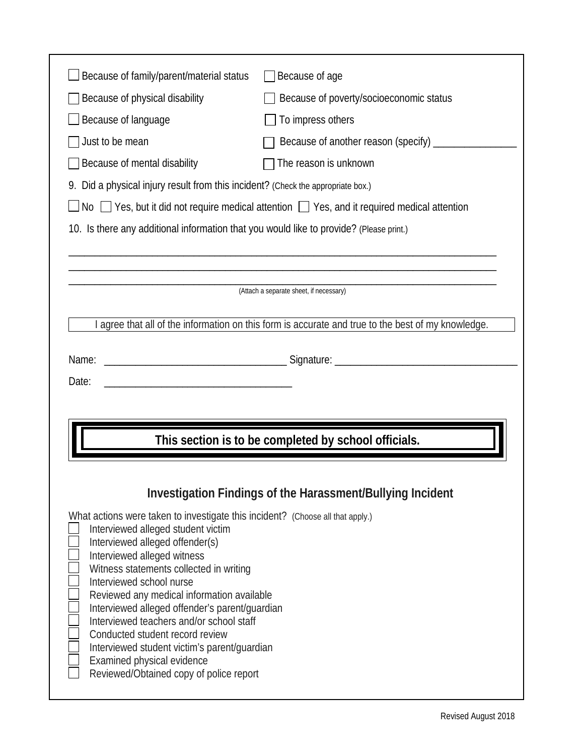- [ ] Because of family/parent/material status
- [ ] Because of age
- [ ] Because of physical disability
- [ ] Because of poverty/socioeconomic status
- [ ] Because of language
- [ ] To impress others
- [ ] Just to be mean
- [ ] Because of another reason (specify) ________________
- [ ] Because of mental disability
- [ ] The reason is unknown

9. Did a physical injury result from this incident? (Check the appropriate box.)

- [ ] No
- [ ] Yes, but it did not require medical attention
- [ ] Yes, and it required medical attention

10. Is there any additional information that you would like to provide? (Please print.)

________________________________________________________________________________

________________________________________________________________________________

________________________________________________________________________________

(Attach a separate sheet, if necessary)

I agree that all of the information on this form is accurate and true to the best of my knowledge.

Name: ___________________________________ Signature: ___________________________________

Date: ___________________________________

**This section is to be completed by school officials.**

## Investigation Findings of the Harassment/Bullying Incident

What actions were taken to investigate this incident? (Choose all that apply.)

- [ ] Interviewed alleged student victim
- [ ] Interviewed alleged offender(s)
- [ ] Interviewed alleged witness
- [ ] Witness statements collected in writing
- [ ] Interviewed school nurse
- [ ] Reviewed any medical information available
- [ ] Interviewed alleged offender's parent/guardian
- [ ] Interviewed teachers and/or school staff
- [ ] Conducted student record review
- [ ] Interviewed student victim's parent/guardian
- [ ] Examined physical evidence
- [ ] Reviewed/Obtained copy of police report

Revised August 2018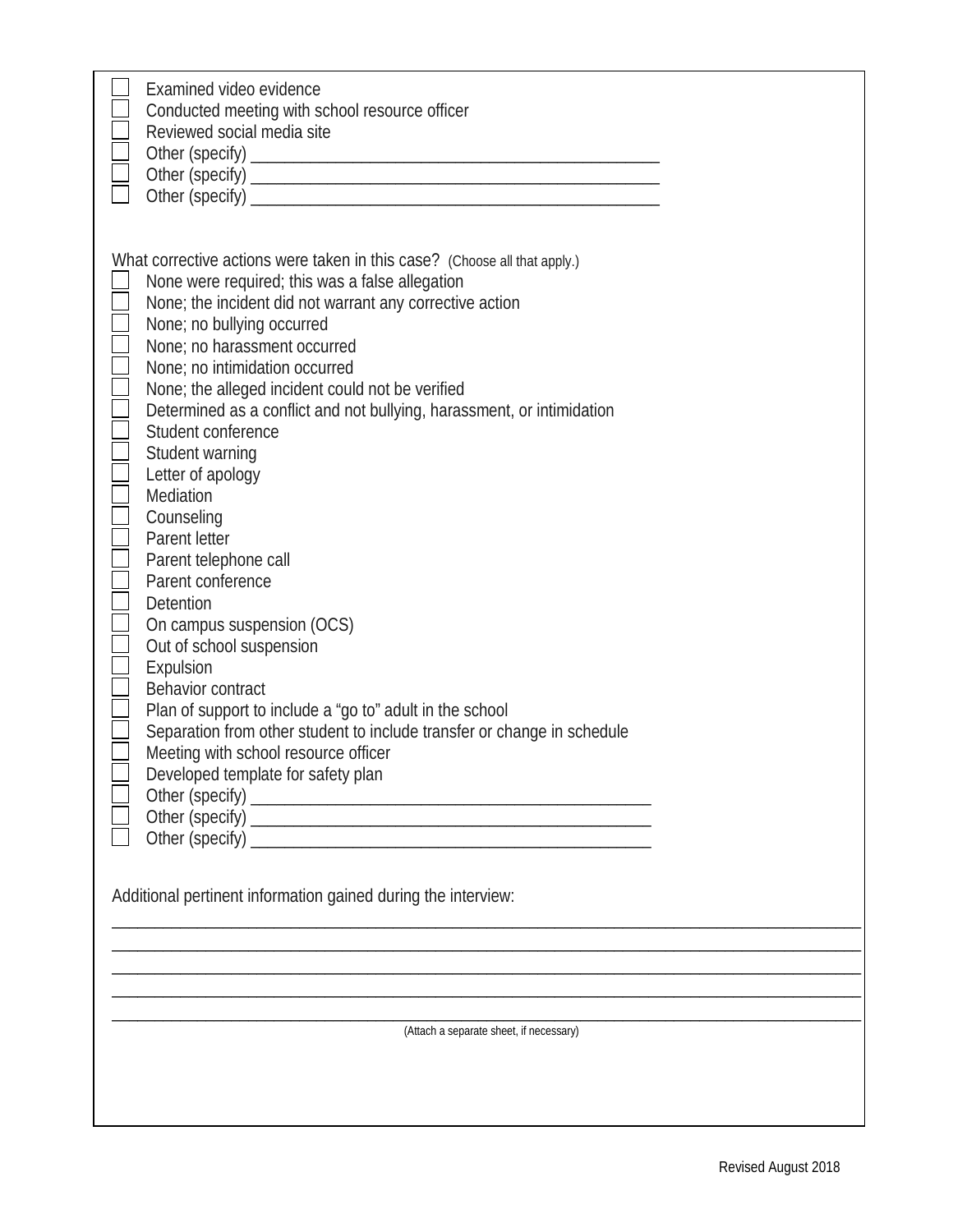- [ ] Examined video evidence
- [ ] Conducted meeting with school resource officer
- [ ] Reviewed social media site
- [ ] Other (specify) ________________________________________________
- [ ] Other (specify) ________________________________________________
- [ ] Other (specify) ________________________________________________

What corrective actions were taken in this case? (Choose all that apply.)

- [ ] None were required; this was a false allegation
- [ ] None; the incident did not warrant any corrective action
- [ ] None; no bullying occurred
- [ ] None; no harassment occurred
- [ ] None; no intimidation occurred
- [ ] None; the alleged incident could not be verified
- [ ] Determined as a conflict and not bullying, harassment, or intimidation
- [ ] Student conference
- [ ] Student warning
- [ ] Letter of apology
- [ ] Mediation
- [ ] Counseling
- [ ] Parent letter
- [ ] Parent telephone call
- [ ] Parent conference
- [ ] Detention
- [ ] On campus suspension (OCS)
- [ ] Out of school suspension
- [ ] Expulsion
- [ ] Behavior contract
- [ ] Plan of support to include a "go to" adult in the school
- [ ] Separation from other student to include transfer or change in schedule
- [ ] Meeting with school resource officer
- [ ] Developed template for safety plan
- [ ] Other (specify) ________________________________________________
- [ ] Other (specify) ________________________________________________
- [ ] Other (specify) ________________________________________________

Additional pertinent information gained during the interview:

________________________________________________________________________________________

________________________________________________________________________________________

________________________________________________________________________________________

________________________________________________________________________________________

________________________________________________________________________________________

(Attach a separate sheet, if necessary)

Revised August 2018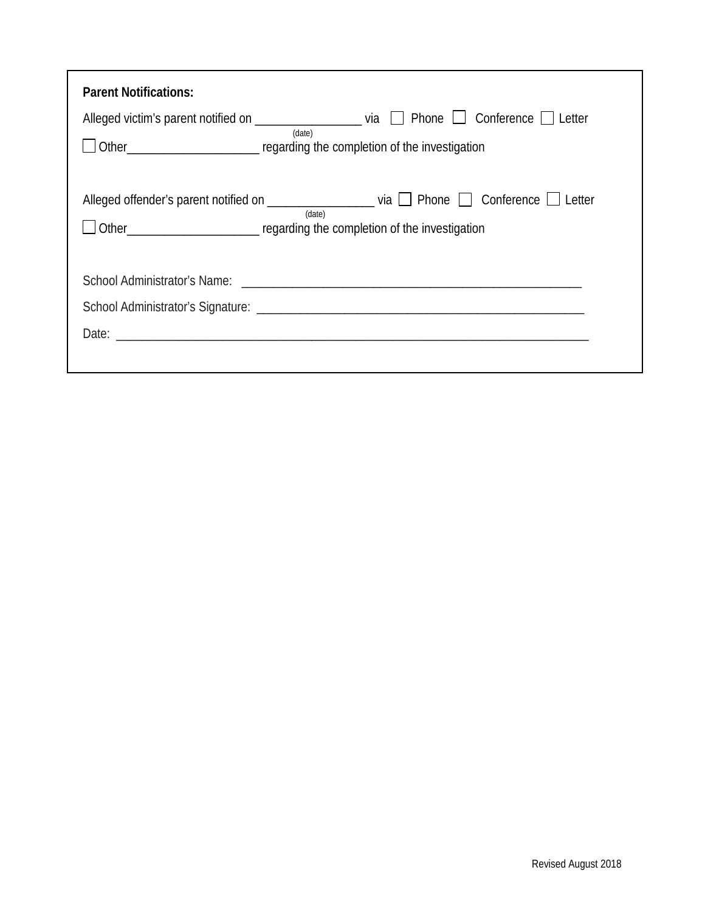**Parent Notifications:**

Alleged victim's parent notified on ________________ via ☐ Phone ☐ Conference ☐ Letter
(date)

☐ Other____________________ regarding the completion of the investigation

Alleged offender's parent notified on ________________ via ☐ Phone ☐ Conference ☐ Letter
(date)

☐ Other____________________ regarding the completion of the investigation

School Administrator's Name: ____________________________________________________

School Administrator's Signature: _________________________________________________

Date: _______________________________________________________________________

Revised August 2018